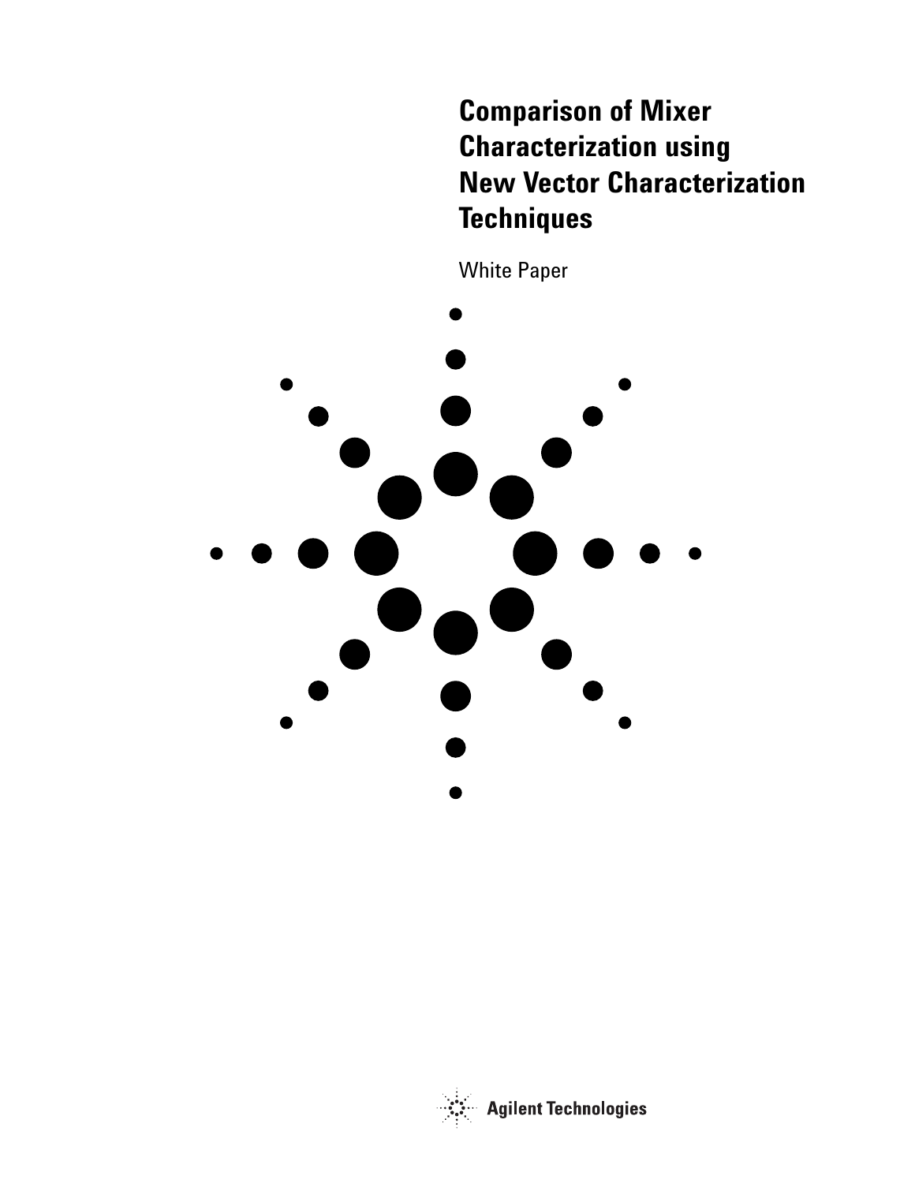# Comparison of Mixer Characterization using New Vector Characterization Techniques

White Paper

Agilent Technologies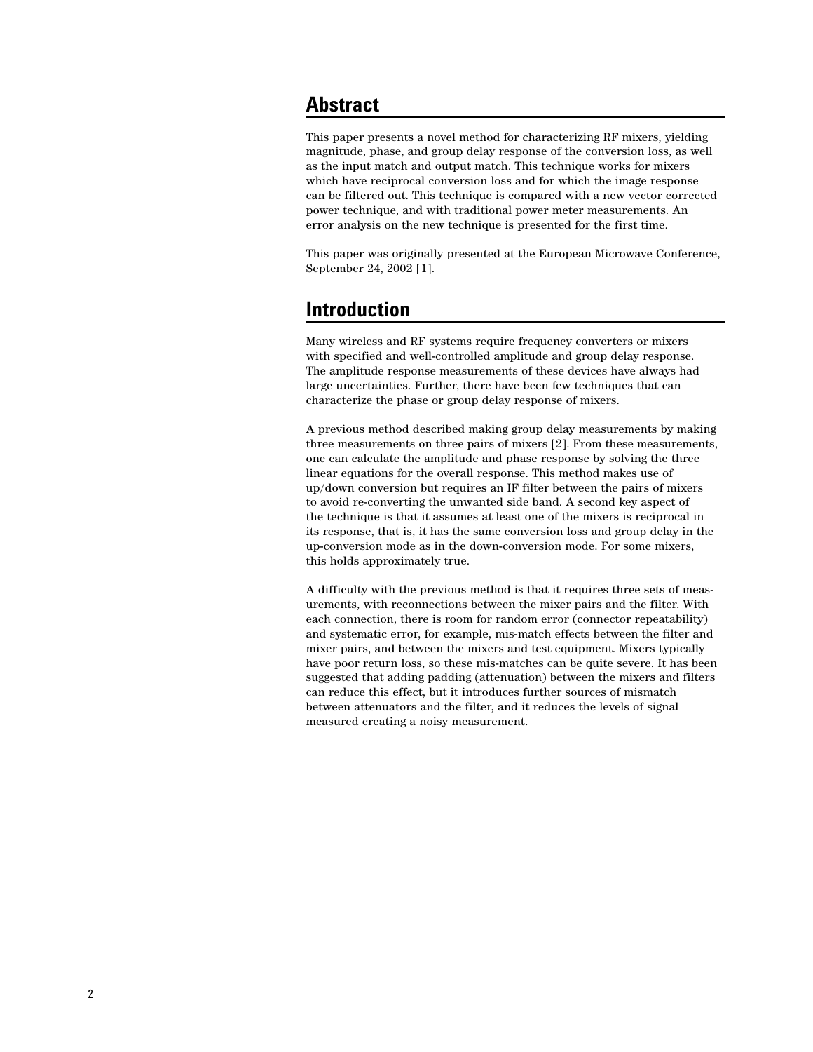## Abstract

This paper presents a novel method for characterizing RF mixers, yielding magnitude, phase, and group delay response of the conversion loss, as well as the input match and output match. This technique works for mixers which have reciprocal conversion loss and for which the image response can be filtered out. This technique is compared with a new vector corrected power technique, and with traditional power meter measurements. An error analysis on the new technique is presented for the first time.

This paper was originally presented at the European Microwave Conference, September 24, 2002 [1].

## Introduction

Many wireless and RF systems require frequency converters or mixers with specified and well-controlled amplitude and group delay response. The amplitude response measurements of these devices have always had large uncertainties. Further, there have been few techniques that can characterize the phase or group delay response of mixers.

A previous method described making group delay measurements by making three measurements on three pairs of mixers [2]. From these measurements, one can calculate the amplitude and phase response by solving the three linear equations for the overall response. This method makes use of up/down conversion but requires an IF filter between the pairs of mixers to avoid re-converting the unwanted side band. A second key aspect of the technique is that it assumes at least one of the mixers is reciprocal in its response, that is, it has the same conversion loss and group delay in the up-conversion mode as in the down-conversion mode. For some mixers, this holds approximately true.

A difficulty with the previous method is that it requires three sets of measurements, with reconnections between the mixer pairs and the filter. With each connection, there is room for random error (connector repeatability) and systematic error, for example, mis-match effects between the filter and mixer pairs, and between the mixers and test equipment. Mixers typically have poor return loss, so these mis-matches can be quite severe. It has been suggested that adding padding (attenuation) between the mixers and filters can reduce this effect, but it introduces further sources of mismatch between attenuators and the filter, and it reduces the levels of signal measured creating a noisy measurement.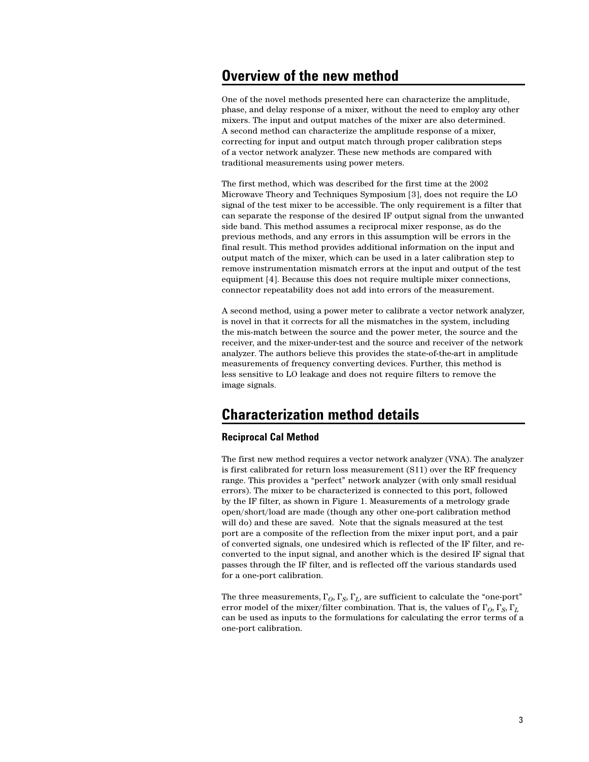## Overview of the new method

One of the novel methods presented here can characterize the amplitude, phase, and delay response of a mixer, without the need to employ any other mixers. The input and output matches of the mixer are also determined. A second method can characterize the amplitude response of a mixer, correcting for input and output match through proper calibration steps of a vector network analyzer. These new methods are compared with traditional measurements using power meters.

The first method, which was described for the first time at the 2002 Microwave Theory and Techniques Symposium [3], does not require the LO signal of the test mixer to be accessible. The only requirement is a filter that can separate the response of the desired IF output signal from the unwanted side band. This method assumes a reciprocal mixer response, as do the previous methods, and any errors in this assumption will be errors in the final result. This method provides additional information on the input and output match of the mixer, which can be used in a later calibration step to remove instrumentation mismatch errors at the input and output of the test equipment [4]. Because this does not require multiple mixer connections, connector repeatability does not add into errors of the measurement.

A second method, using a power meter to calibrate a vector network analyzer, is novel in that it corrects for all the mismatches in the system, including the mis-match between the source and the power meter, the source and the receiver, and the mixer-under-test and the source and receiver of the network analyzer. The authors believe this provides the state-of-the-art in amplitude measurements of frequency converting devices. Further, this method is less sensitive to LO leakage and does not require filters to remove the image signals.

## Characterization method details

### Reciprocal Cal Method

The first new method requires a vector network analyzer (VNA). The analyzer is first calibrated for return loss measurement (S11) over the RF frequency range. This provides a "perfect" network analyzer (with only small residual errors). The mixer to be characterized is connected to this port, followed by the IF filter, as shown in Figure 1. Measurements of a metrology grade open/short/load are made (though any other one-port calibration method will do) and these are saved. Note that the signals measured at the test port are a composite of the reflection from the mixer input port, and a pair of converted signals, one undesired which is reflected of the IF filter, and re-converted to the input signal, and another which is the desired IF signal that passes through the IF filter, and is reflected off the various standards used for a one-port calibration.

The three measurements, $\Gamma_O$, $\Gamma_S$, $\Gamma_L$, are sufficient to calculate the "one-port" error model of the mixer/filter combination. That is, the values of $\Gamma_O$, $\Gamma_S$, $\Gamma_L$ can be used as inputs to the formulations for calculating the error terms of a one-port calibration.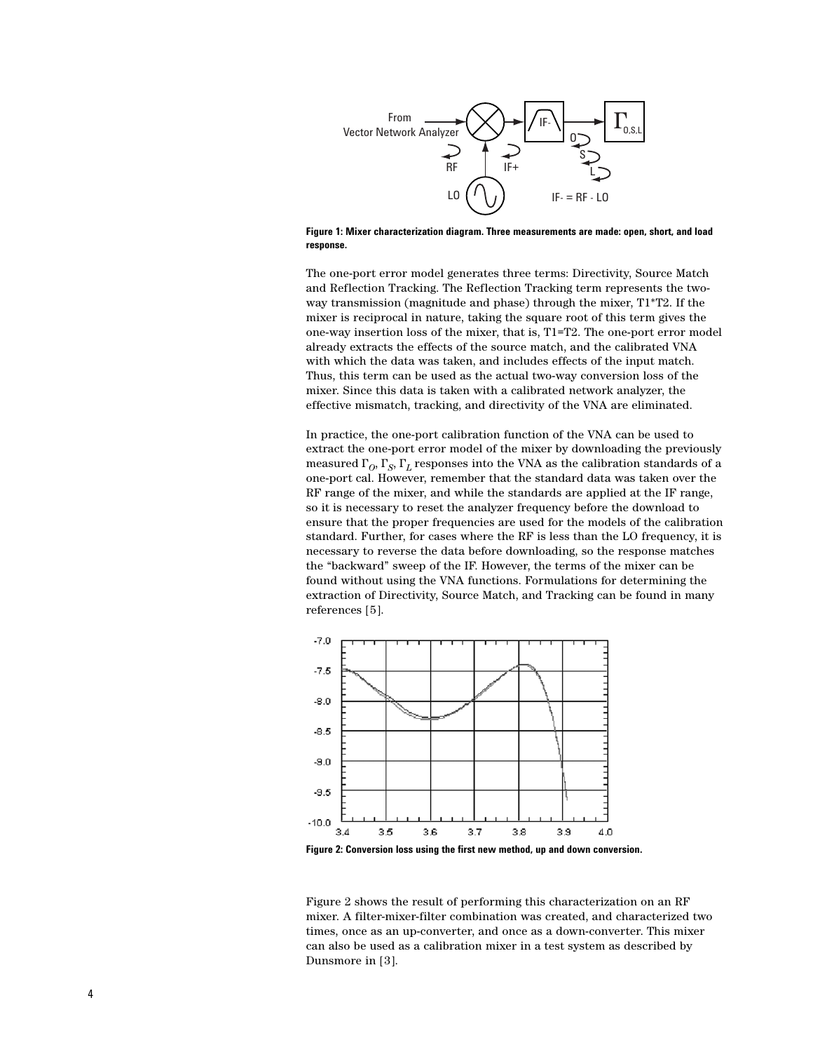Figure 1: Mixer characterization diagram. Three measurements are made: open, short, and load response.

The one-port error model generates three terms: Directivity, Source Match and Reflection Tracking. The Reflection Tracking term represents the two-way transmission (magnitude and phase) through the mixer, T1*T2. If the mixer is reciprocal in nature, taking the square root of this term gives the one-way insertion loss of the mixer, that is, T1=T2. The one-port error model already extracts the effects of the source match, and the calibrated VNA with which the data was taken, and includes effects of the input match. Thus, this term can be used as the actual two-way conversion loss of the mixer. Since this data is taken with a calibrated network analyzer, the effective mismatch, tracking, and directivity of the VNA are eliminated.

In practice, the one-port calibration function of the VNA can be used to extract the one-port error model of the mixer by downloading the previously measured $\Gamma_O$, $\Gamma_S$, $\Gamma_L$ responses into the VNA as the calibration standards of a one-port cal. However, remember that the standard data was taken over the RF range of the mixer, and while the standards are applied at the IF range, so it is necessary to reset the analyzer frequency before the download to ensure that the proper frequencies are used for the models of the calibration standard. Further, for cases where the RF is less than the LO frequency, it is necessary to reverse the data before downloading, so the response matches the "backward" sweep of the IF. However, the terms of the mixer can be found without using the VNA functions. Formulations for determining the extraction of Directivity, Source Match, and Tracking can be found in many references [5].

Figure 2: Conversion loss using the first new method, up and down conversion.

Figure 2 shows the result of performing this characterization on an RF mixer. A filter-mixer-filter combination was created, and characterized two times, once as an up-converter, and once as a down-converter. This mixer can also be used as a calibration mixer in a test system as described by Dunsmore in [3].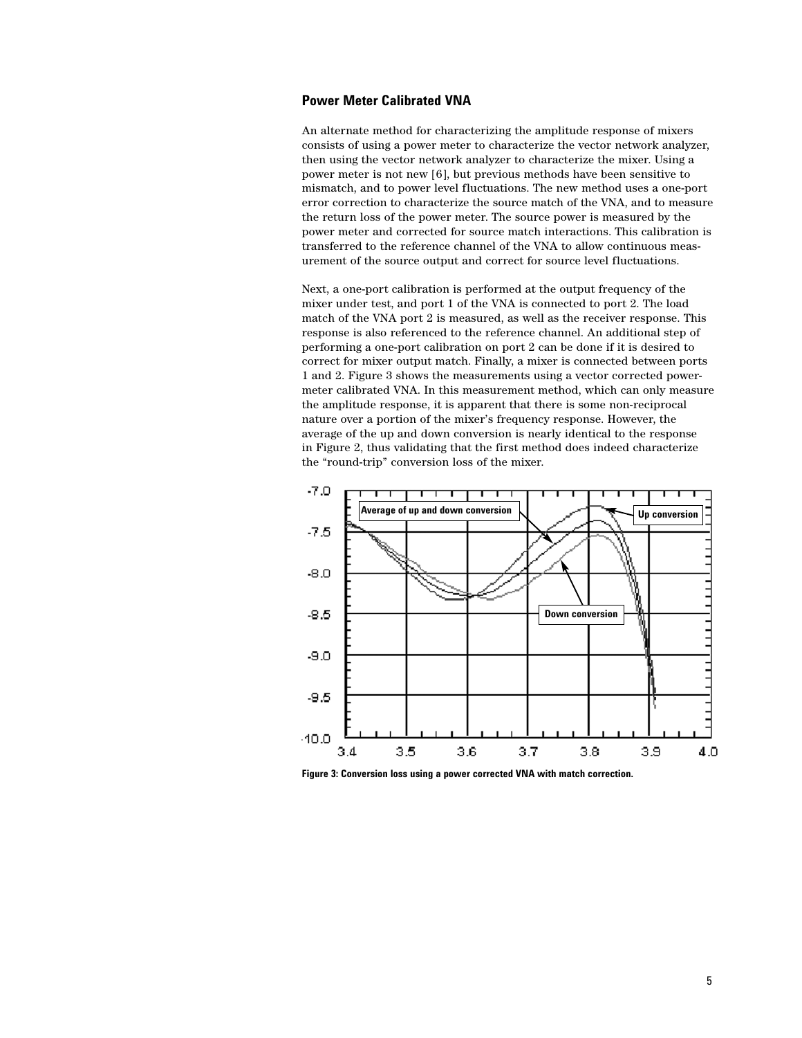## Power Meter Calibrated VNA

An alternate method for characterizing the amplitude response of mixers consists of using a power meter to characterize the vector network analyzer, then using the vector network analyzer to characterize the mixer. Using a power meter is not new [6], but previous methods have been sensitive to mismatch, and to power level fluctuations. The new method uses a one-port error correction to characterize the source match of the VNA, and to measure the return loss of the power meter. The source power is measured by the power meter and corrected for source match interactions. This calibration is transferred to the reference channel of the VNA to allow continuous measurement of the source output and correct for source level fluctuations.

Next, a one-port calibration is performed at the output frequency of the mixer under test, and port 1 of the VNA is connected to port 2. The load match of the VNA port 2 is measured, as well as the receiver response. This response is also referenced to the reference channel. An additional step of performing a one-port calibration on port 2 can be done if it is desired to correct for mixer output match. Finally, a mixer is connected between ports 1 and 2. Figure 3 shows the measurements using a vector corrected power-meter calibrated VNA. In this measurement method, which can only measure the amplitude response, it is apparent that there is some non-reciprocal nature over a portion of the mixer's frequency response. However, the average of the up and down conversion is nearly identical to the response in Figure 2, thus validating that the first method does indeed characterize the "round-trip" conversion loss of the mixer.

**Figure 3: Conversion loss using a power corrected VNA with match correction.**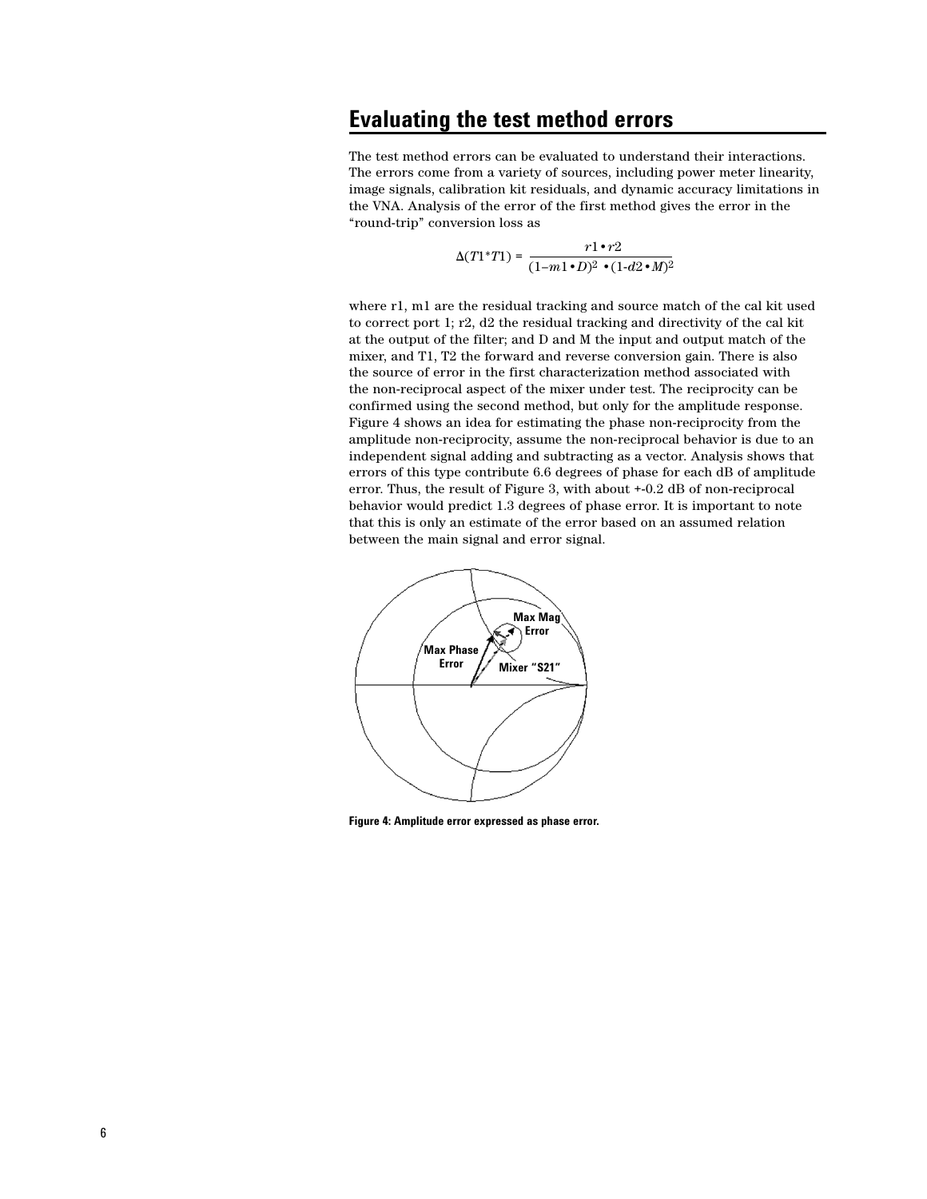## Evaluating the test method errors

The test method errors can be evaluated to understand their interactions. The errors come from a variety of sources, including power meter linearity, image signals, calibration kit residuals, and dynamic accuracy limitations in the VNA. Analysis of the error of the first method gives the error in the "round-trip" conversion loss as

$$\Delta(T1^{*}T1) = \frac{r1 \bullet r2}{(1-m1 \bullet D)^2 \bullet (1-d2 \bullet M)^2}$$

where r1, m1 are the residual tracking and source match of the cal kit used to correct port 1; r2, d2 the residual tracking and directivity of the cal kit at the output of the filter; and D and M the input and output match of the mixer, and T1, T2 the forward and reverse conversion gain. There is also the source of error in the first characterization method associated with the non-reciprocal aspect of the mixer under test. The reciprocity can be confirmed using the second method, but only for the amplitude response. Figure 4 shows an idea for estimating the phase non-reciprocity from the amplitude non-reciprocity, assume the non-reciprocal behavior is due to an independent signal adding and subtracting as a vector. Analysis shows that errors of this type contribute 6.6 degrees of phase for each dB of amplitude error. Thus, the result of Figure 3, with about +-0.2 dB of non-reciprocal behavior would predict 1.3 degrees of phase error. It is important to note that this is only an estimate of the error based on an assumed relation between the main signal and error signal.

**Figure 4: Amplitude error expressed as phase error.**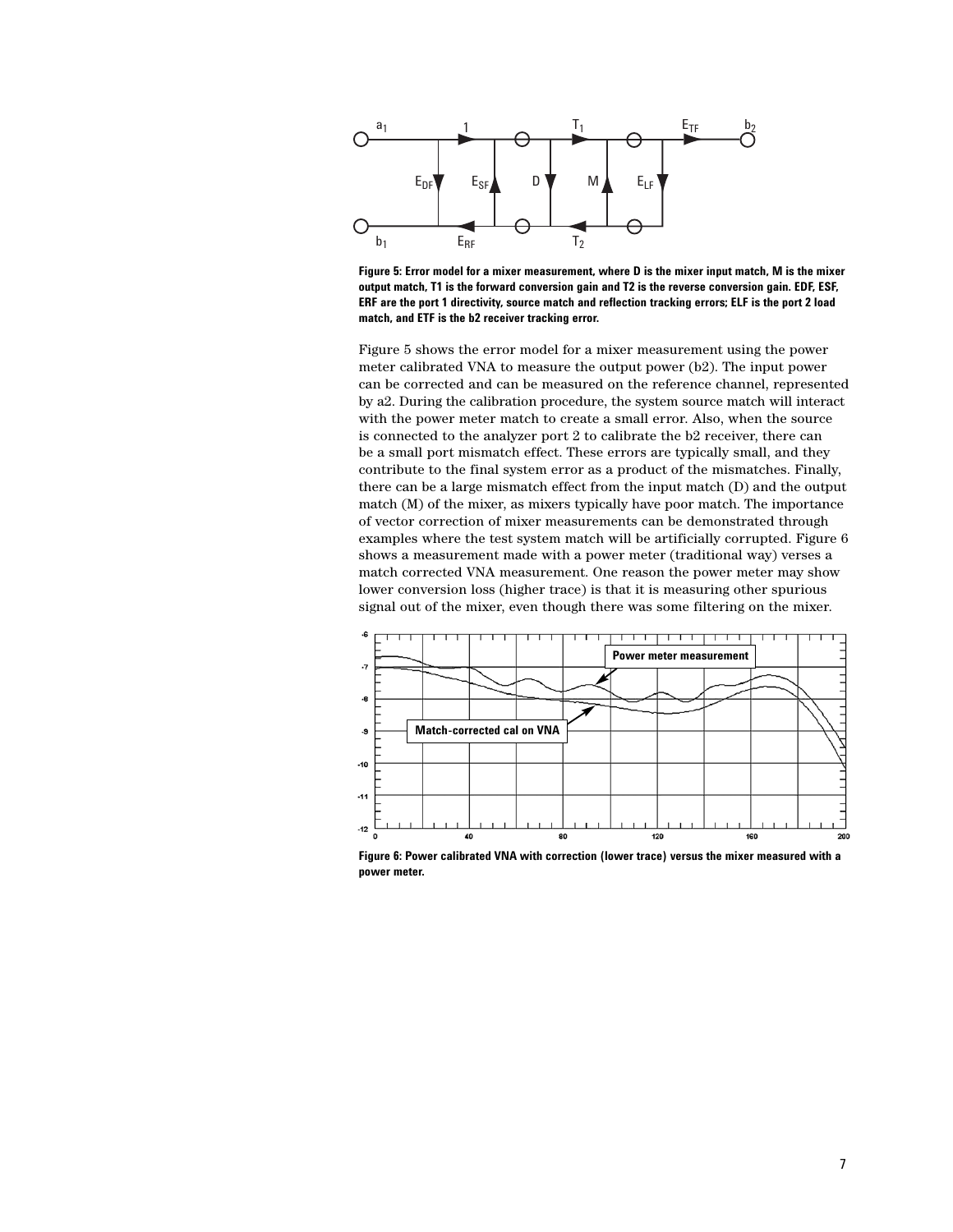Figure 5: Error model for a mixer measurement, where D is the mixer input match, M is the mixer output match, T1 is the forward conversion gain and T2 is the reverse conversion gain. EDF, ESF, ERF are the port 1 directivity, source match and reflection tracking errors; ELF is the port 2 load match, and ETF is the b2 receiver tracking error.

Figure 5 shows the error model for a mixer measurement using the power meter calibrated VNA to measure the output power (b2). The input power can be corrected and can be measured on the reference channel, represented by a2. During the calibration procedure, the system source match will interact with the power meter match to create a small error. Also, when the source is connected to the analyzer port 2 to calibrate the b2 receiver, there can be a small port mismatch effect. These errors are typically small, and they contribute to the final system error as a product of the mismatches. Finally, there can be a large mismatch effect from the input match (D) and the output match (M) of the mixer, as mixers typically have poor match. The importance of vector correction of mixer measurements can be demonstrated through examples where the test system match will be artificially corrupted. Figure 6 shows a measurement made with a power meter (traditional way) verses a match corrected VNA measurement. One reason the power meter may show lower conversion loss (higher trace) is that it is measuring other spurious signal out of the mixer, even though there was some filtering on the mixer.

Figure 6: Power calibrated VNA with correction (lower trace) versus the mixer measured with a power meter.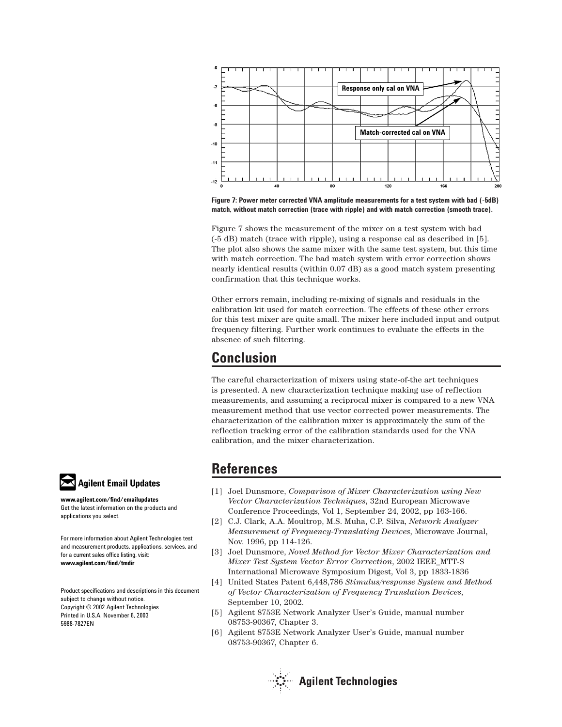-6

-7

-8

-9

-10

-11

-12

0 40 80 120 160 200

Response only cal on VNA

Match-corrected cal on VNA

**Figure 7: Power meter corrected VNA amplitude measurements for a test system with bad (-5dB) match, without match correction (trace with ripple) and with match correction (smooth trace).**

Figure 7 shows the measurement of the mixer on a test system with bad (-5 dB) match (trace with ripple), using a response cal as described in [5]. The plot also shows the same mixer with the same test system, but this time with match correction. The bad match system with error correction shows nearly identical results (within 0.07 dB) as a good match system presenting confirmation that this technique works.

Other errors remain, including re-mixing of signals and residuals in the calibration kit used for match correction. The effects of these other errors for this test mixer are quite small. The mixer here included input and output frequency filtering. Further work continues to evaluate the effects in the absence of such filtering.

## Conclusion

The careful characterization of mixers using state-of-the art techniques is presented. A new characterization technique making use of reflection measurements, and assuming a reciprocal mixer is compared to a new VNA measurement method that use vector corrected power measurements. The characterization of the calibration mixer is approximately the sum of the reflection tracking error of the calibration standards used for the VNA calibration, and the mixer characterization.

## References

[1] Joel Dunsmore, *Comparison of Mixer Characterization using New Vector Characterization Techniques,* 32nd European Microwave Conference Proceedings, Vol 1, September 24, 2002, pp 163-166.

[2] C.J. Clark, A.A. Moultrop, M.S. Muha, C.P. Silva, *Network Analyzer Measurement of Frequency-Translating Devices*, Microwave Journal, Nov. 1996, pp 114-126.

[3] Joel Dunsmore, *Novel Method for Vector Mixer Characterization and Mixer Test System Vector Error Correction*, 2002 IEEE_MTT-S International Microwave Symposium Digest, Vol 3, pp 1833-1836

[4] United States Patent 6,448,786 *Stimulus/response System and Method of Vector Characterization of Frequency Translation Devices*, September 10, 2002.

[5] Agilent 8753E Network Analyzer User's Guide, manual number 08753-90367, Chapter 3.

[6] Agilent 8753E Network Analyzer User's Guide, manual number 08753-90367, Chapter 6.

**Agilent Email Updates**

**www.agilent.com/find/emailupdates**
Get the latest information on the products and applications you select.

For more information about Agilent Technologies test and measurement products, applications, services, and for a current sales office listing, visit:
**www.agilent.com/find/tmdir**

Product specifications and descriptions in this document subject to change without notice.
Copyright © 2002 Agilent Technologies
Printed in U.S.A. November 6, 2003
5988-7827EN

Agilent Technologies